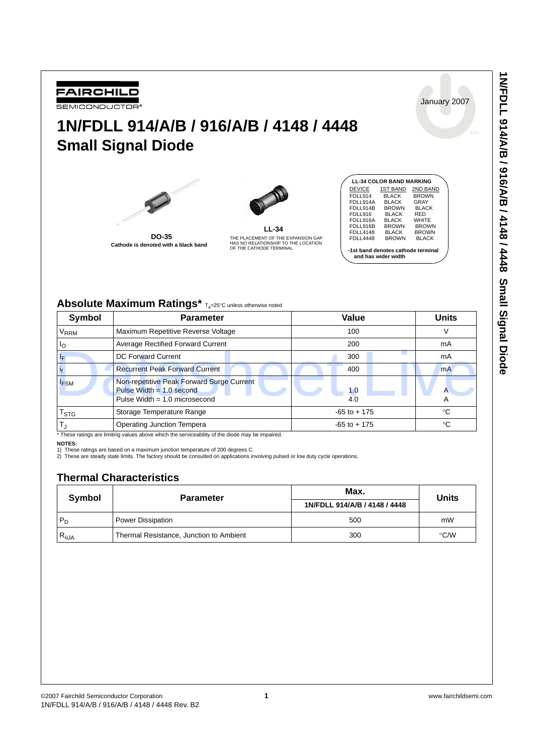FAIRCHILD
SEMICONDUCTOR®

January 2007

# 1N/FDLL 914/A/B / 916/A/B / 4148 / 4448 Small Signal Diode

**DO-35**
**Cathode is denoted with a black band**

**LL-34**
THE PLACEMENT OF THE EXPANSION GAP HAS NO RELATIONSHIP TO THE LOCATION OF THE CATHODE TERMINAL

**LL-34 COLOR BAND MARKING**

| DEVICE | 1ST BAND | 2ND BAND |
|---|---|---|
| FDLL914 | BLACK | BROWN |
| FDLL914A | BLACK | GRAY |
| FDLL914B | BROWN | BLACK |
| FDLL916 | BLACK | RED |
| FDLL916A | BLACK | WHITE |
| FDLL916B | BROWN | BROWN |
| FDLL4148 | BLACK | BROWN |
| FDLL4448 | BROWN | BLACK |

**-1st band denotes cathode terminal and has wider width**

## Absolute Maximum Ratings* $T_a$=25°C unless otherwise noted

| Symbol | Parameter | Value | Units |
|---|---|---|---|
| $V_{RRM}$ | Maximum Repetitive Reverse Voltage | 100 | V |
| $I_O$ | Average Rectified Forward Current | 200 | mA |
| $I_F$ | DC Forward Current | 300 | mA |
| $i_f$ | Recurrent Peak Forward Current | 400 | mA |
| $I_{FSM}$ | Non-repetitive Peak Forward Surge Current<br>Pulse Width = 1.0 second<br>Pulse Width = 1.0 microsecond | <br>1.0<br>4.0 | <br>A<br>A |
| $T_{STG}$ | Storage Temperature Range | -65 to + 175 | °C |
| $T_J$ | Operating Junction Tempera | -65 to + 175 | °C |

\* These ratings are limiting values above which the serviceability of the diode may be impaired.

**NOTES:**
1) These ratings are based on a maximum junction temperature of 200 degrees C.
2) These are steady state limits. The factory should be consulted on applications involving pulsed or low duty cycle operations.

## Thermal Characteristics

| Symbol | Parameter | Max. | Units |
|---|---|---|---|
| | | 1N/FDLL 914/A/B / 4148 / 4448 | |
| $P_D$ | Power Dissipation | 500 | mW |
| $R_{\theta JA}$ | Thermal Resistance, Junction to Ambient | 300 | °C/W |

©2007 Fairchild Semiconductor Corporation
1N/FDLL 914/A/B / 916/A/B / 4148 / 4448 Rev. B2

www.fairchildsemi.com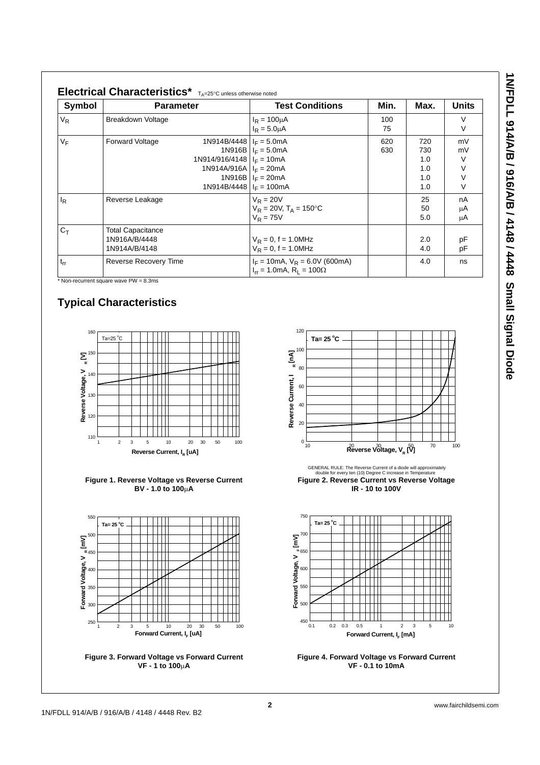## Electrical Characteristics* $T_A$=25°C unless otherwise noted

| Symbol | Parameter | | Test Conditions | Min. | Max. | Units |
|---|---|---|---|---|---|---|
| $V_R$ | Breakdown Voltage | | $I_R$ = 100μA<br>$I_R$ = 5.0μA | 100<br>75 | | V<br>V |
| $V_F$ | Forward Voltage | 1N914B/4448<br>1N916B<br>1N914/916/4148<br>1N914A/916A<br>1N916B<br>1N914B/4448 | $I_F$ = 5.0mA<br>$I_F$ = 5.0mA<br>$I_F$ = 10mA<br>$I_F$ = 20mA<br>$I_F$ = 20mA<br>$I_F$ = 100mA | 620<br>630 | 720<br>730<br>1.0<br>1.0<br>1.0<br>1.0 | mV<br>mV<br>V<br>V<br>V<br>V |
| $I_R$ | Reverse Leakage | | $V_R$ = 20V<br>$V_R$ = 20V, $T_A$ = 150°C<br>$V_R$ = 75V | | 25<br>50<br>5.0 | nA<br>μA<br>μA |
| $C_T$ | Total Capacitance<br>1N916A/B/4448<br>1N914A/B/4148 | | <br>$V_R$ = 0, f = 1.0MHz<br>$V_R$ = 0, f = 1.0MHz | | <br>2.0<br>4.0 | <br>pF<br>pF |
| $t_{rr}$ | Reverse Recovery Time | | $I_F$ = 10mA, $V_R$ = 6.0V (600mA)<br>$I_{rr}$ = 1.0mA, $R_L$ = 100Ω | | 4.0 | ns |

\* Non-recurrent square wave PW = 8.3ms

## Typical Characteristics

Figure 1. Reverse Voltage vs Reverse Current
BV - 1.0 to 100μA

GENERAL RULE: The Reverse Current of a diode will approximately double for every ten (10) Degree C increase in Temperature

Figure 2. Reverse Current vs Reverse Voltage
IR - 10 to 100V

Figure 3. Forward Voltage vs Forward Current
VF - 1 to 100μA

Figure 4. Forward Voltage vs Forward Current
VF - 0.1 to 10mA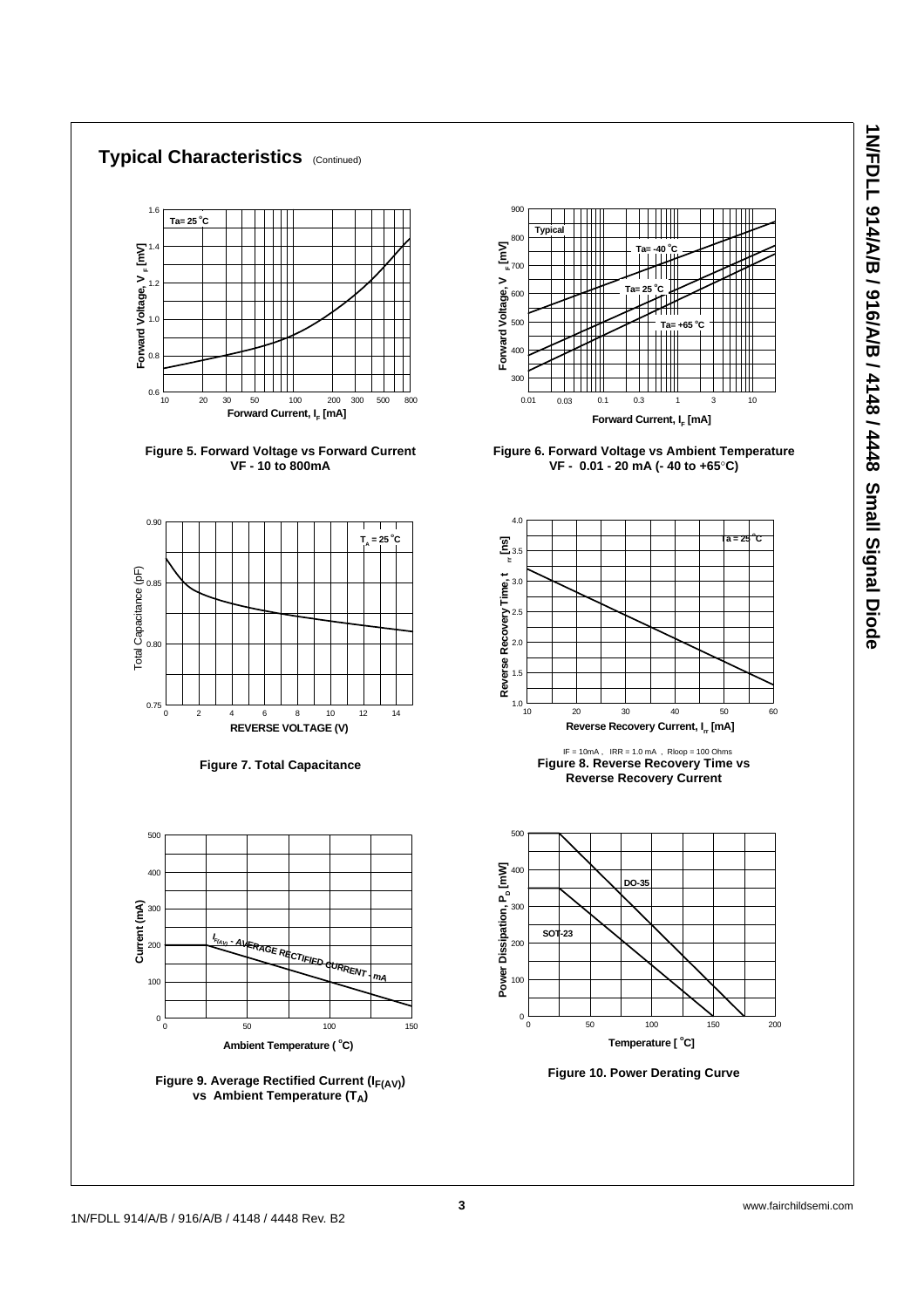## Typical Characteristics (Continued)

Figure 5. Forward Voltage vs Forward Current VF - 10 to 800mA

Figure 6. Forward Voltage vs Ambient Temperature VF - 0.01 - 20 mA (- 40 to +65°C)

Figure 7. Total Capacitance

IF = 10mA , IRR = 1.0 mA , Rloop = 100 Ohms

Figure 8. Reverse Recovery Time vs Reverse Recovery Current

Figure 9. Average Rectified Current ($I_{F(AV)}$) vs Ambient Temperature ($T_A$)

Figure 10. Power Derating Curve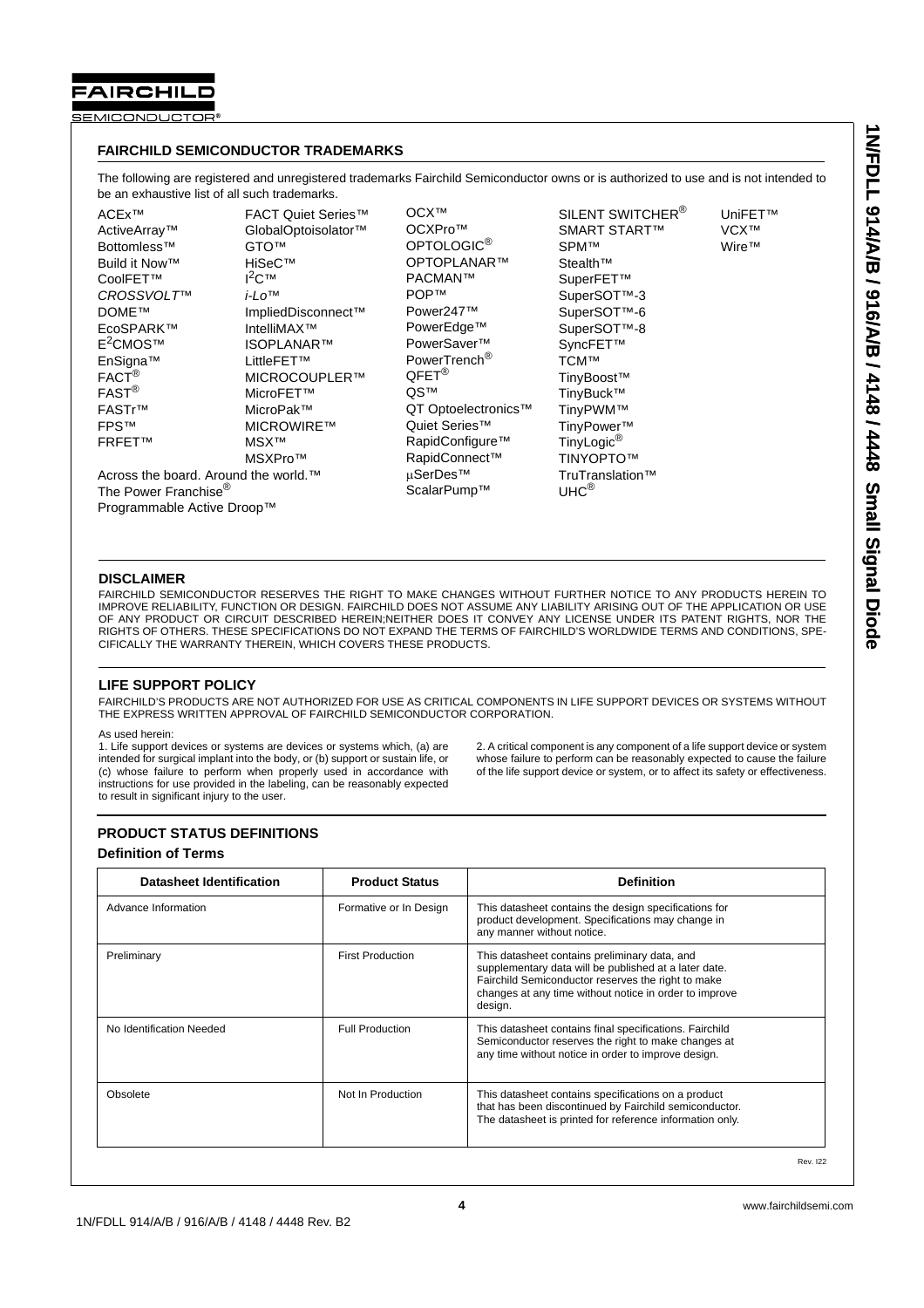## FAIRCHILD SEMICONDUCTOR TRADEMARKS

The following are registered and unregistered trademarks Fairchild Semiconductor owns or is authorized to use and is not intended to be an exhaustive list of all such trademarks.

ACEx™
ActiveArray™
Bottomless™
Build it Now™
CoolFET™
*CROSSVOLT*™
DOME™
EcoSPARK™
$E^2$CMOS™
EnSigna™
FACT®
FAST®
FASTr™
FPS™
FRFET™
FACT Quiet Series™
GlobalOptoisolator™
GTO™
HiSeC™
$I^2$C™
*i-Lo*™
ImpliedDisconnect™
IntelliMAX™
ISOPLANAR™
LittleFET™
MICROCOUPLER™
MicroFET™
MicroPak™
MICROWIRE™
MSX™
MSXPro™
Across the board. Around the world.™
The Power Franchise®
Programmable Active Droop™
OCX™
OCXPro™
OPTOLOGIC®
OPTOPLANAR™
PACMAN™
POP™
Power247™
PowerEdge™
PowerSaver™
PowerTrench®
QFET®
QS™
QT Optoelectronics™
Quiet Series™
RapidConfigure™
RapidConnect™
μSerDes™
ScalarPump™
SILENT SWITCHER®
SMART START™
SPM™
Stealth™
SuperFET™
SuperSOT™-3
SuperSOT™-6
SuperSOT™-8
SyncFET™
TCM™
TinyBoost™
TinyBuck™
TinyPWM™
TinyPower™
TinyLogic®
TINYOPTO™
TruTranslation™
UHC®
UniFET™
VCX™
Wire™

## DISCLAIMER

FAIRCHILD SEMICONDUCTOR RESERVES THE RIGHT TO MAKE CHANGES WITHOUT FURTHER NOTICE TO ANY PRODUCTS HEREIN TO IMPROVE RELIABILITY, FUNCTION OR DESIGN. FAIRCHILD DOES NOT ASSUME ANY LIABILITY ARISING OUT OF THE APPLICATION OR USE OF ANY PRODUCT OR CIRCUIT DESCRIBED HEREIN;NEITHER DOES IT CONVEY ANY LICENSE UNDER ITS PATENT RIGHTS, NOR THE RIGHTS OF OTHERS. THESE SPECIFICATIONS DO NOT EXPAND THE TERMS OF FAIRCHILD'S WORLDWIDE TERMS AND CONDITIONS, SPECIFICALLY THE WARRANTY THEREIN, WHICH COVERS THESE PRODUCTS.

## LIFE SUPPORT POLICY

FAIRCHILD'S PRODUCTS ARE NOT AUTHORIZED FOR USE AS CRITICAL COMPONENTS IN LIFE SUPPORT DEVICES OR SYSTEMS WITHOUT THE EXPRESS WRITTEN APPROVAL OF FAIRCHILD SEMICONDUCTOR CORPORATION.

As used herein:

1. Life support devices or systems are devices or systems which, (a) are intended for surgical implant into the body, or (b) support or sustain life, or (c) whose failure to perform when properly used in accordance with instructions for use provided in the labeling, can be reasonably expected to result in significant injury to the user.

2. A critical component is any component of a life support device or system whose failure to perform can be reasonably expected to cause the failure of the life support device or system, or to affect its safety or effectiveness.

## PRODUCT STATUS DEFINITIONS

### Definition of Terms

| Datasheet Identification | Product Status | Definition |
|---|---|---|
| Advance Information | Formative or In Design | This datasheet contains the design specifications for product development. Specifications may change in any manner without notice. |
| Preliminary | First Production | This datasheet contains preliminary data, and supplementary data will be published at a later date. Fairchild Semiconductor reserves the right to make changes at any time without notice in order to improve design. |
| No Identification Needed | Full Production | This datasheet contains final specifications. Fairchild Semiconductor reserves the right to make changes at any time without notice in order to improve design. |
| Obsolete | Not In Production | This datasheet contains specifications on a product that has been discontinued by Fairchild semiconductor. The datasheet is printed for reference information only. |

Rev. I22